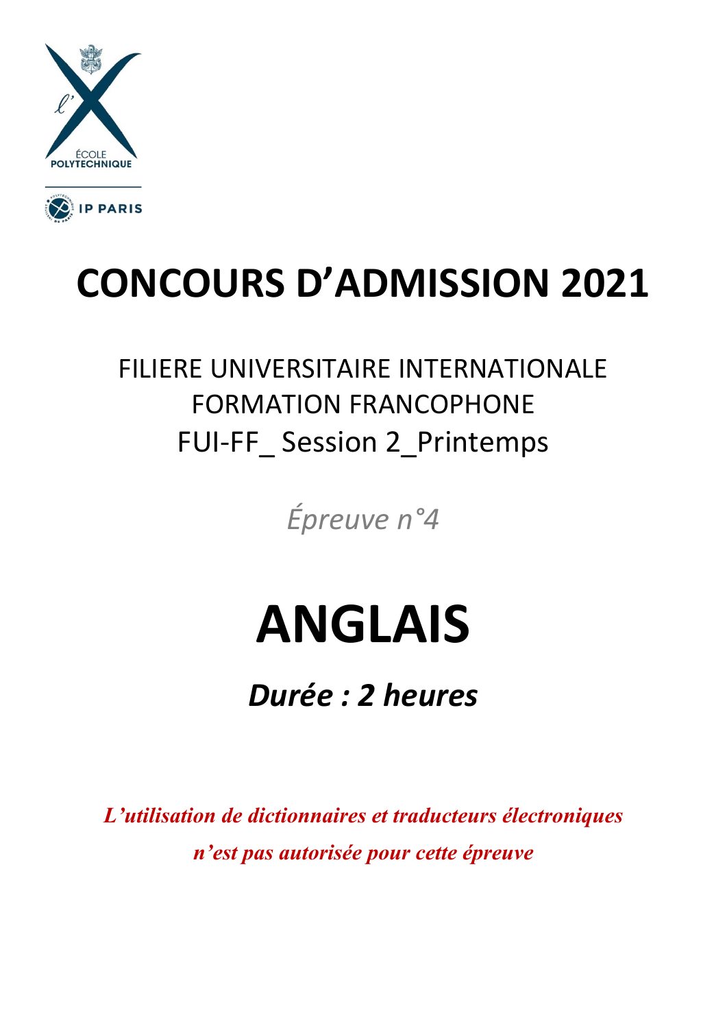# CONCOURS D'ADMISSION 2021

FILIERE UNIVERSITAIRE INTERNATIONALE
FORMATION FRANCOPHONE
FUI-FF_ Session 2_Printemps

*Épreuve n°4*

# ANGLAIS

***Durée : 2 heures***

***L'utilisation de dictionnaires et traducteurs électroniques n'est pas autorisée pour cette épreuve***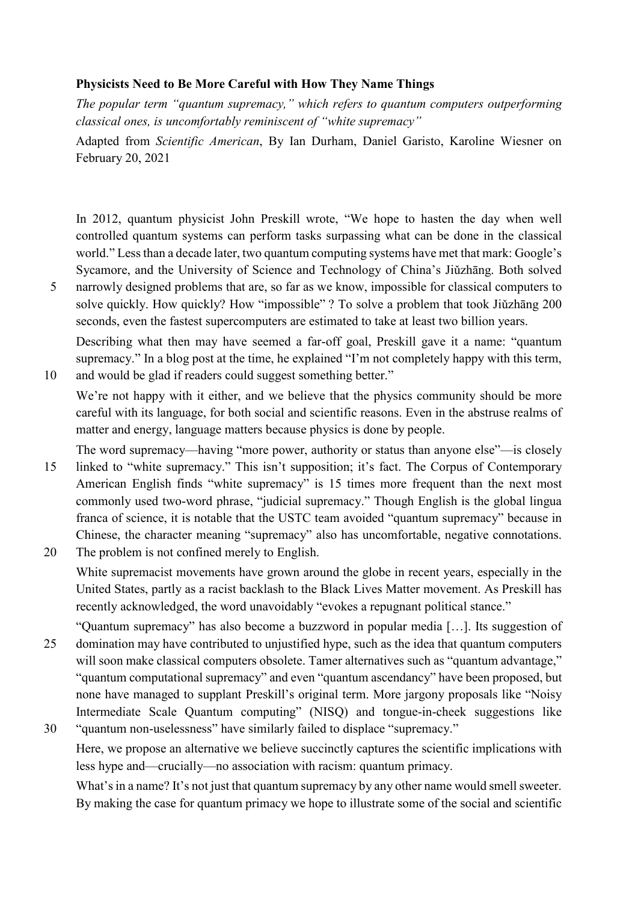**Physicists Need to Be More Careful with How They Name Things**

*The popular term "quantum supremacy," which refers to quantum computers outperforming classical ones, is uncomfortably reminiscent of "white supremacy"*

Adapted from *Scientific American*, By Ian Durham, Daniel Garisto, Karoline Wiesner on February 20, 2021

In 2012, quantum physicist John Preskill wrote, "We hope to hasten the day when well controlled quantum systems can perform tasks surpassing what can be done in the classical world." Less than a decade later, two quantum computing systems have met that mark: Google's Sycamore, and the University of Science and Technology of China's Jiǔzhāng. Both solved narrowly designed problems that are, so far as we know, impossible for classical computers to solve quickly. How quickly? How "impossible" ? To solve a problem that took Jiǔzhāng 200 seconds, even the fastest supercomputers are estimated to take at least two billion years.

Describing what then may have seemed a far-off goal, Preskill gave it a name: "quantum supremacy." In a blog post at the time, he explained "I'm not completely happy with this term, and would be glad if readers could suggest something better."

We're not happy with it either, and we believe that the physics community should be more careful with its language, for both social and scientific reasons. Even in the abstruse realms of matter and energy, language matters because physics is done by people.

The word supremacy—having "more power, authority or status than anyone else"—is closely linked to "white supremacy." This isn't supposition; it's fact. The Corpus of Contemporary American English finds "white supremacy" is 15 times more frequent than the next most commonly used two-word phrase, "judicial supremacy." Though English is the global lingua franca of science, it is notable that the USTC team avoided "quantum supremacy" because in Chinese, the character meaning "supremacy" also has uncomfortable, negative connotations. The problem is not confined merely to English.

White supremacist movements have grown around the globe in recent years, especially in the United States, partly as a racist backlash to the Black Lives Matter movement. As Preskill has recently acknowledged, the word unavoidably "evokes a repugnant political stance."

"Quantum supremacy" has also become a buzzword in popular media […]. Its suggestion of domination may have contributed to unjustified hype, such as the idea that quantum computers will soon make classical computers obsolete. Tamer alternatives such as "quantum advantage," "quantum computational supremacy" and even "quantum ascendancy" have been proposed, but none have managed to supplant Preskill's original term. More jargony proposals like "Noisy Intermediate Scale Quantum computing" (NISQ) and tongue-in-cheek suggestions like "quantum non-uselessness" have similarly failed to displace "supremacy."

Here, we propose an alternative we believe succinctly captures the scientific implications with less hype and—crucially—no association with racism: quantum primacy.

What's in a name? It's not just that quantum supremacy by any other name would smell sweeter. By making the case for quantum primacy we hope to illustrate some of the social and scientific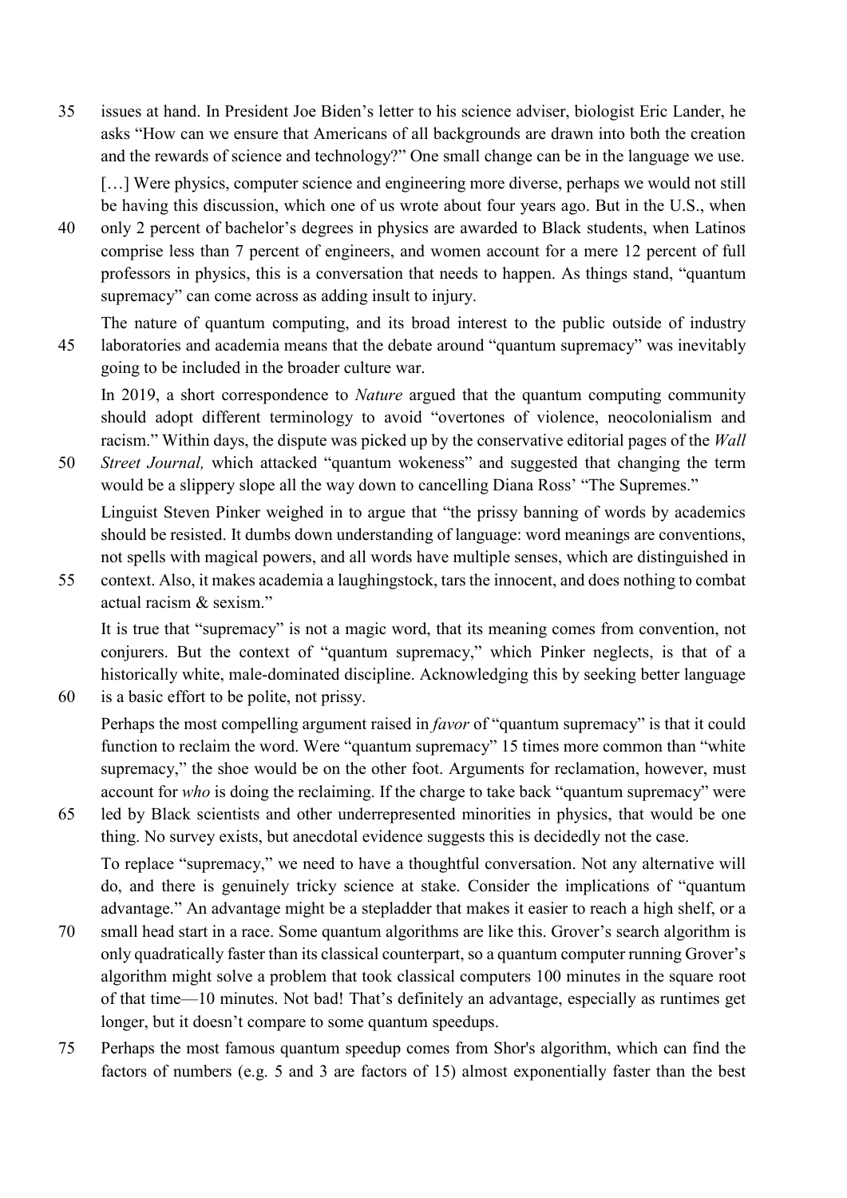issues at hand. In President Joe Biden's letter to his science adviser, biologist Eric Lander, he asks "How can we ensure that Americans of all backgrounds are drawn into both the creation and the rewards of science and technology?" One small change can be in the language we use.

[…] Were physics, computer science and engineering more diverse, perhaps we would not still be having this discussion, which one of us wrote about four years ago. But in the U.S., when only 2 percent of bachelor's degrees in physics are awarded to Black students, when Latinos comprise less than 7 percent of engineers, and women account for a mere 12 percent of full professors in physics, this is a conversation that needs to happen. As things stand, "quantum supremacy" can come across as adding insult to injury.

The nature of quantum computing, and its broad interest to the public outside of industry laboratories and academia means that the debate around "quantum supremacy" was inevitably going to be included in the broader culture war.

In 2019, a short correspondence to *Nature* argued that the quantum computing community should adopt different terminology to avoid "overtones of violence, neocolonialism and racism." Within days, the dispute was picked up by the conservative editorial pages of the *Wall Street Journal,* which attacked "quantum wokeness" and suggested that changing the term would be a slippery slope all the way down to cancelling Diana Ross' "The Supremes."

Linguist Steven Pinker weighed in to argue that "the prissy banning of words by academics should be resisted. It dumbs down understanding of language: word meanings are conventions, not spells with magical powers, and all words have multiple senses, which are distinguished in context. Also, it makes academia a laughingstock, tars the innocent, and does nothing to combat actual racism & sexism."

It is true that "supremacy" is not a magic word, that its meaning comes from convention, not conjurers. But the context of "quantum supremacy," which Pinker neglects, is that of a historically white, male-dominated discipline. Acknowledging this by seeking better language is a basic effort to be polite, not prissy.

Perhaps the most compelling argument raised in *favor* of "quantum supremacy" is that it could function to reclaim the word. Were "quantum supremacy" 15 times more common than "white supremacy," the shoe would be on the other foot. Arguments for reclamation, however, must account for *who* is doing the reclaiming. If the charge to take back "quantum supremacy" were led by Black scientists and other underrepresented minorities in physics, that would be one thing. No survey exists, but anecdotal evidence suggests this is decidedly not the case.

To replace "supremacy," we need to have a thoughtful conversation. Not any alternative will do, and there is genuinely tricky science at stake. Consider the implications of "quantum advantage." An advantage might be a stepladder that makes it easier to reach a high shelf, or a small head start in a race. Some quantum algorithms are like this. Grover's search algorithm is only quadratically faster than its classical counterpart, so a quantum computer running Grover's algorithm might solve a problem that took classical computers 100 minutes in the square root of that time—10 minutes. Not bad! That's definitely an advantage, especially as runtimes get longer, but it doesn't compare to some quantum speedups.

Perhaps the most famous quantum speedup comes from Shor's algorithm, which can find the factors of numbers (e.g. 5 and 3 are factors of 15) almost exponentially faster than the best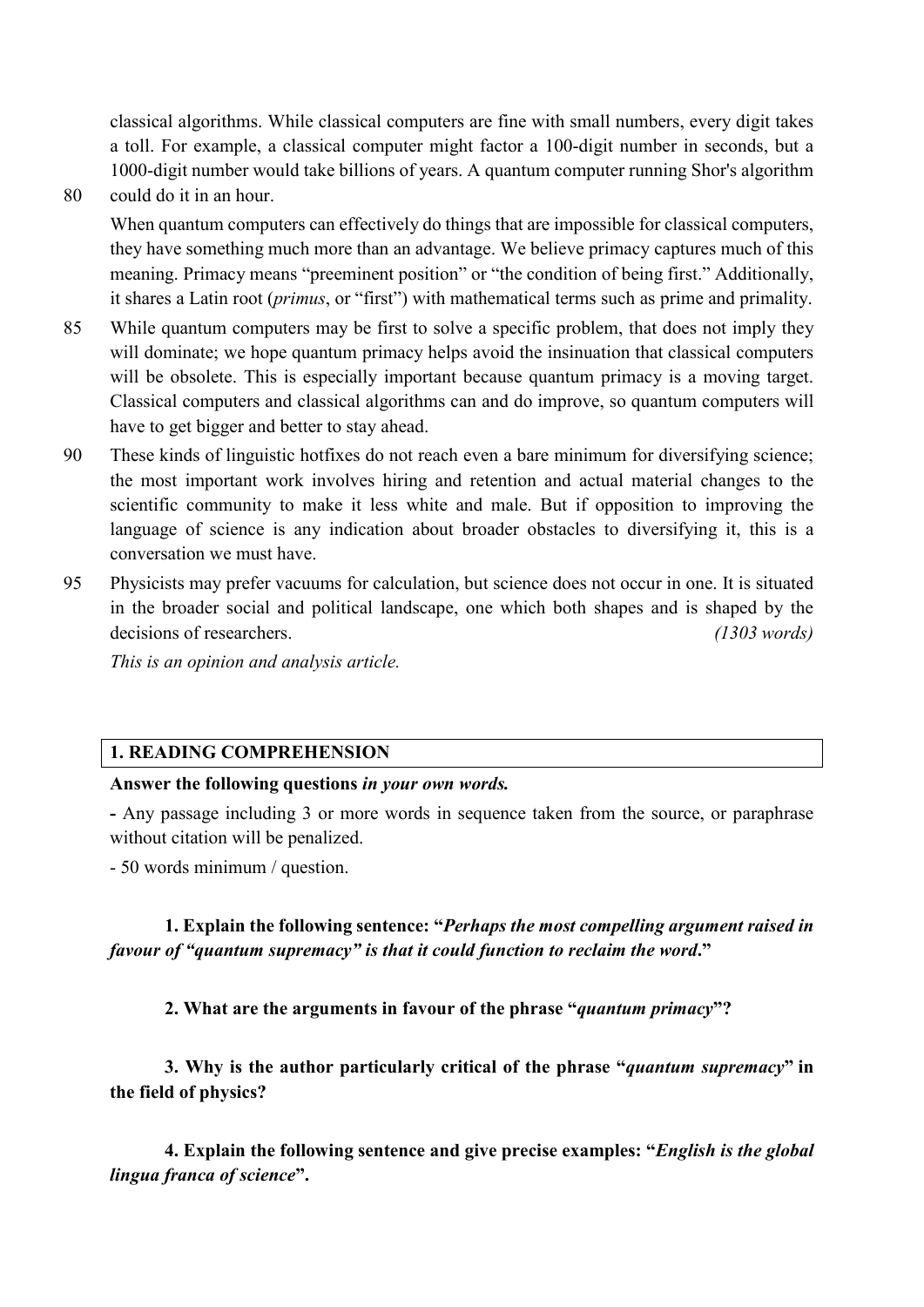classical algorithms. While classical computers are fine with small numbers, every digit takes a toll. For example, a classical computer might factor a 100-digit number in seconds, but a 1000-digit number would take billions of years. A quantum computer running Shor's algorithm could do it in an hour.

When quantum computers can effectively do things that are impossible for classical computers, they have something much more than an advantage. We believe primacy captures much of this meaning. Primacy means "preeminent position" or "the condition of being first." Additionally, it shares a Latin root (*primus*, or "first") with mathematical terms such as prime and primality.

While quantum computers may be first to solve a specific problem, that does not imply they will dominate; we hope quantum primacy helps avoid the insinuation that classical computers will be obsolete. This is especially important because quantum primacy is a moving target. Classical computers and classical algorithms can and do improve, so quantum computers will have to get bigger and better to stay ahead.

These kinds of linguistic hotfixes do not reach even a bare minimum for diversifying science; the most important work involves hiring and retention and actual material changes to the scientific community to make it less white and male. But if opposition to improving the language of science is any indication about broader obstacles to diversifying it, this is a conversation we must have.

Physicists may prefer vacuums for calculation, but science does not occur in one. It is situated in the broader social and political landscape, one which both shapes and is shaped by the decisions of researchers. *(1303 words)*

*This is an opinion and analysis article.*

## 1. READING COMPREHENSION

**Answer the following questions *in your own words.***

**-** Any passage including 3 or more words in sequence taken from the source, or paraphrase without citation will be penalized.

- 50 words minimum / question.

**1. Explain the following sentence: "*Perhaps the most compelling argument raised in favour of "quantum supremacy" is that it could function to reclaim the word*."**

**2. What are the arguments in favour of the phrase "*quantum primacy*"?**

**3. Why is the author particularly critical of the phrase "*quantum supremacy*" in the field of physics?**

**4. Explain the following sentence and give precise examples: "*English is the global lingua franca of science*".**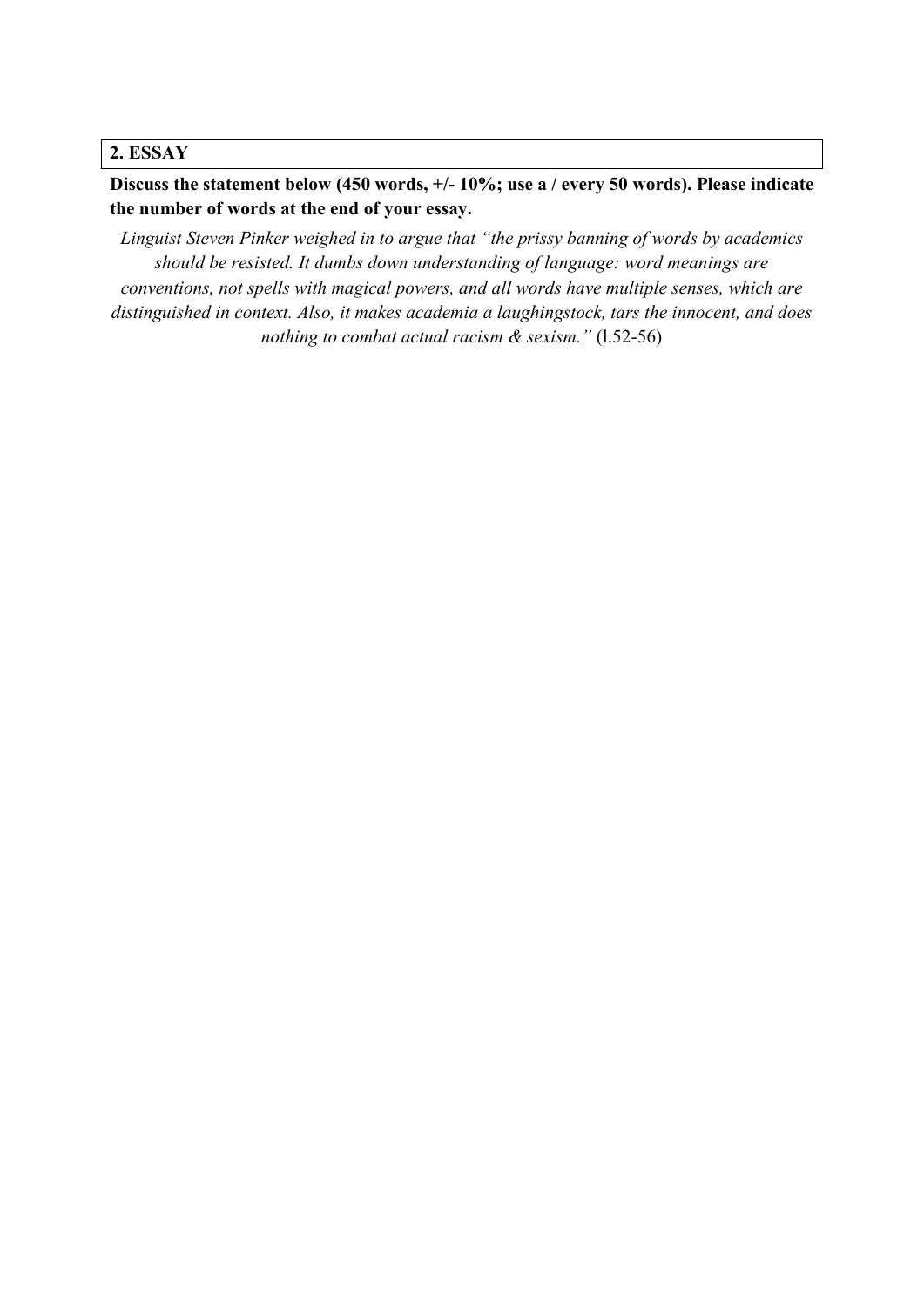## 2. ESSAY

**Discuss the statement below (450 words, +/- 10%; use a / every 50 words). Please indicate the number of words at the end of your essay.**

*Linguist Steven Pinker weighed in to argue that "the prissy banning of words by academics should be resisted. It dumbs down understanding of language: word meanings are conventions, not spells with magical powers, and all words have multiple senses, which are distinguished in context. Also, it makes academia a laughingstock, tars the innocent, and does nothing to combat actual racism & sexism."* (l.52-56)